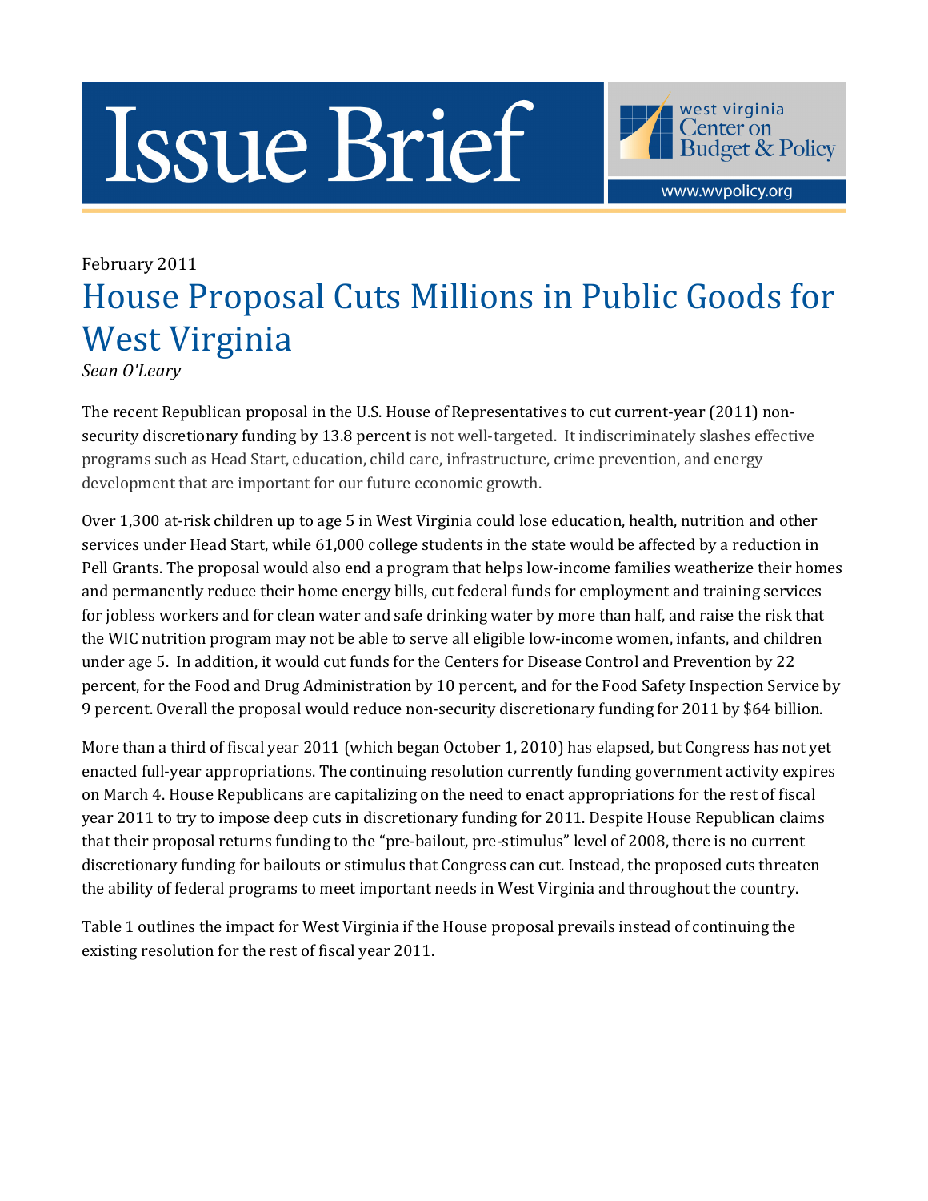# Issue Brief

west virginia Center on Budget & Policy

www.wvpolicy.org

February 2011

## House Proposal Cuts Millions in Public Goods for West Virginia

*Sean O'Leary*

The recent Republican proposal in the U.S. House of Representatives to cut current-year (2011) non-security discretionary funding by 13.8 percent is not well-targeted. It indiscriminately slashes effective programs such as Head Start, education, child care, infrastructure, crime prevention, and energy development that are important for our future economic growth.

Over 1,300 at-risk children up to age 5 in West Virginia could lose education, health, nutrition and other services under Head Start, while 61,000 college students in the state would be affected by a reduction in Pell Grants. The proposal would also end a program that helps low-income families weatherize their homes and permanently reduce their home energy bills, cut federal funds for employment and training services for jobless workers and for clean water and safe drinking water by more than half, and raise the risk that the WIC nutrition program may not be able to serve all eligible low-income women, infants, and children under age 5. In addition, it would cut funds for the Centers for Disease Control and Prevention by 22 percent, for the Food and Drug Administration by 10 percent, and for the Food Safety Inspection Service by 9 percent. Overall the proposal would reduce non-security discretionary funding for 2011 by $64 billion.

More than a third of fiscal year 2011 (which began October 1, 2010) has elapsed, but Congress has not yet enacted full-year appropriations. The continuing resolution currently funding government activity expires on March 4. House Republicans are capitalizing on the need to enact appropriations for the rest of fiscal year 2011 to try to impose deep cuts in discretionary funding for 2011. Despite House Republican claims that their proposal returns funding to the "pre-bailout, pre-stimulus" level of 2008, there is no current discretionary funding for bailouts or stimulus that Congress can cut. Instead, the proposed cuts threaten the ability of federal programs to meet important needs in West Virginia and throughout the country.

Table 1 outlines the impact for West Virginia if the House proposal prevails instead of continuing the existing resolution for the rest of fiscal year 2011.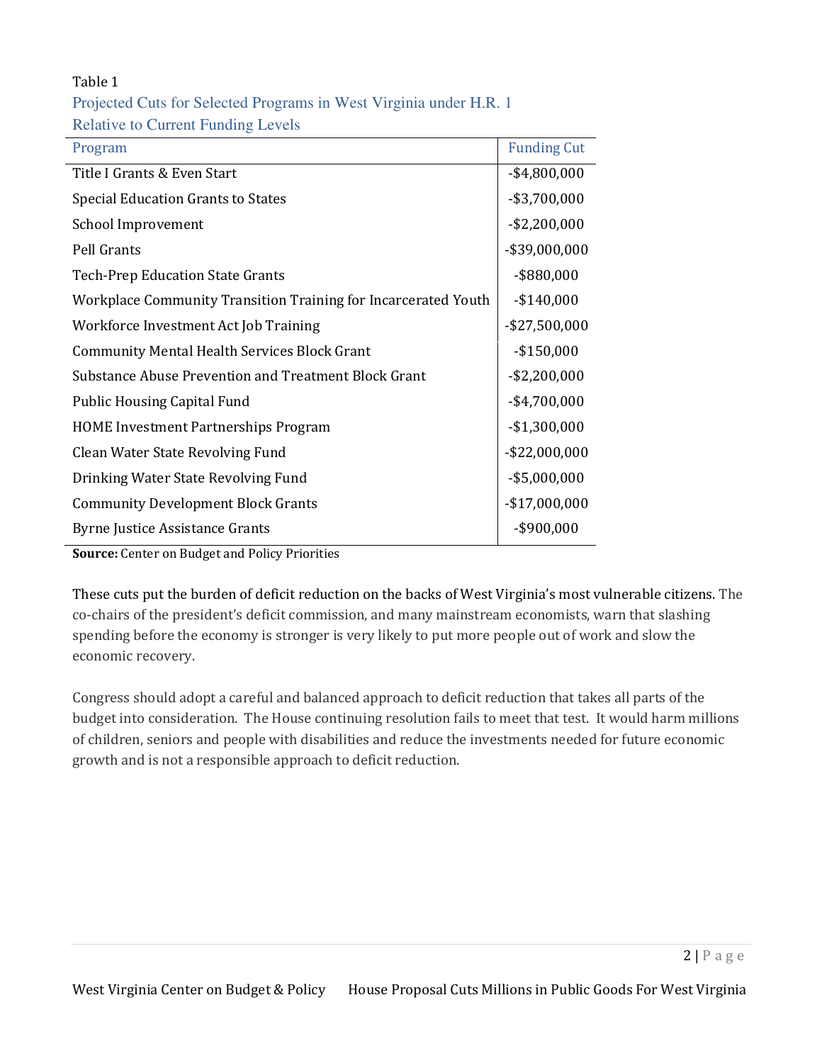Table 1

Projected Cuts for Selected Programs in West Virginia under H.R. 1 Relative to Current Funding Levels

| Program | Funding Cut |
|---|---|
| Title I Grants & Even Start | -$4,800,000 |
| Special Education Grants to States | -$3,700,000 |
| School Improvement | -$2,200,000 |
| Pell Grants | -$39,000,000 |
| Tech-Prep Education State Grants | -$880,000 |
| Workplace Community Transition Training for Incarcerated Youth | -$140,000 |
| Workforce Investment Act Job Training | -$27,500,000 |
| Community Mental Health Services Block Grant | -$150,000 |
| Substance Abuse Prevention and Treatment Block Grant | -$2,200,000 |
| Public Housing Capital Fund | -$4,700,000 |
| HOME Investment Partnerships Program | -$1,300,000 |
| Clean Water State Revolving Fund | -$22,000,000 |
| Drinking Water State Revolving Fund | -$5,000,000 |
| Community Development Block Grants | -$17,000,000 |
| Byrne Justice Assistance Grants | -$900,000 |

**Source:** Center on Budget and Policy Priorities

These cuts put the burden of deficit reduction on the backs of West Virginia's most vulnerable citizens. The co-chairs of the president's deficit commission, and many mainstream economists, warn that slashing spending before the economy is stronger is very likely to put more people out of work and slow the economic recovery.

Congress should adopt a careful and balanced approach to deficit reduction that takes all parts of the budget into consideration. The House continuing resolution fails to meet that test. It would harm millions of children, seniors and people with disabilities and reduce the investments needed for future economic growth and is not a responsible approach to deficit reduction.